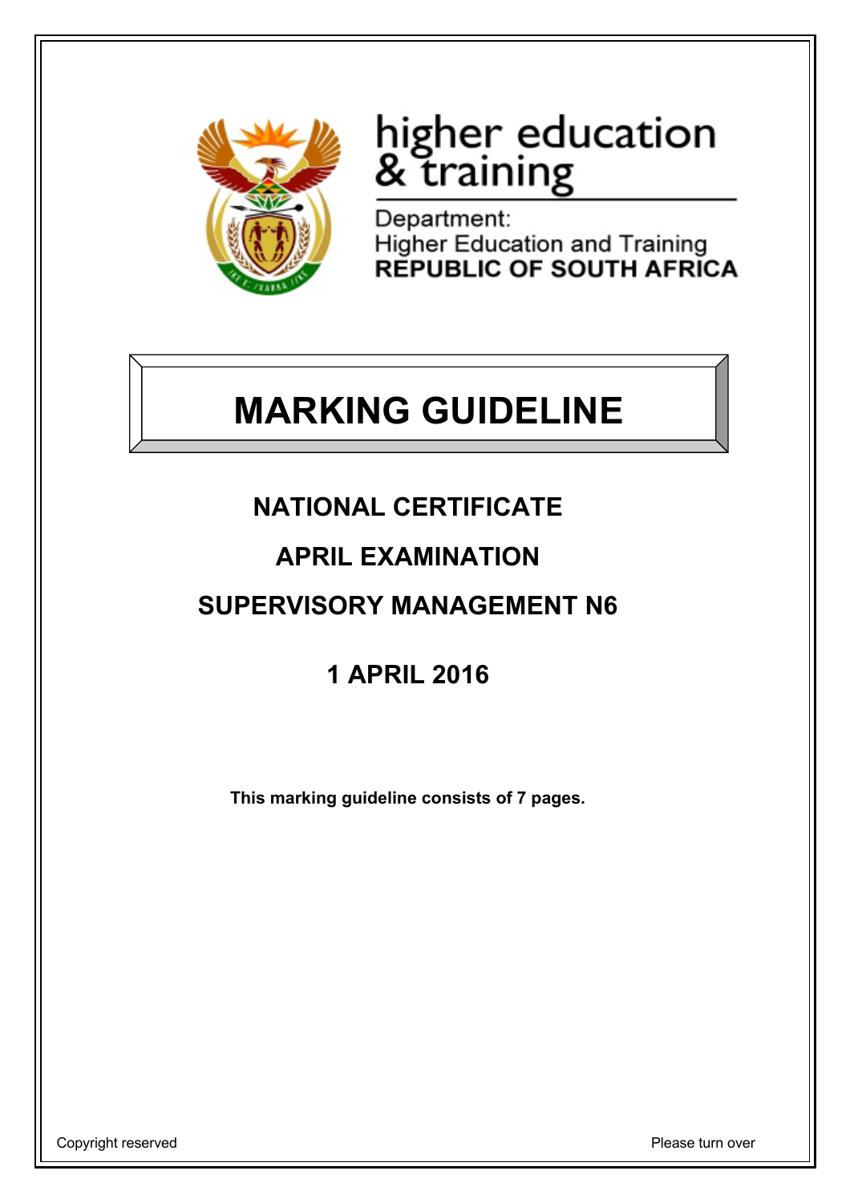higher education
& training

Department:
Higher Education and Training
**REPUBLIC OF SOUTH AFRICA**

# MARKING GUIDELINE

## NATIONAL CERTIFICATE

## APRIL EXAMINATION

## SUPERVISORY MANAGEMENT N6

## 1 APRIL 2016

**This marking guideline consists of 7 pages.**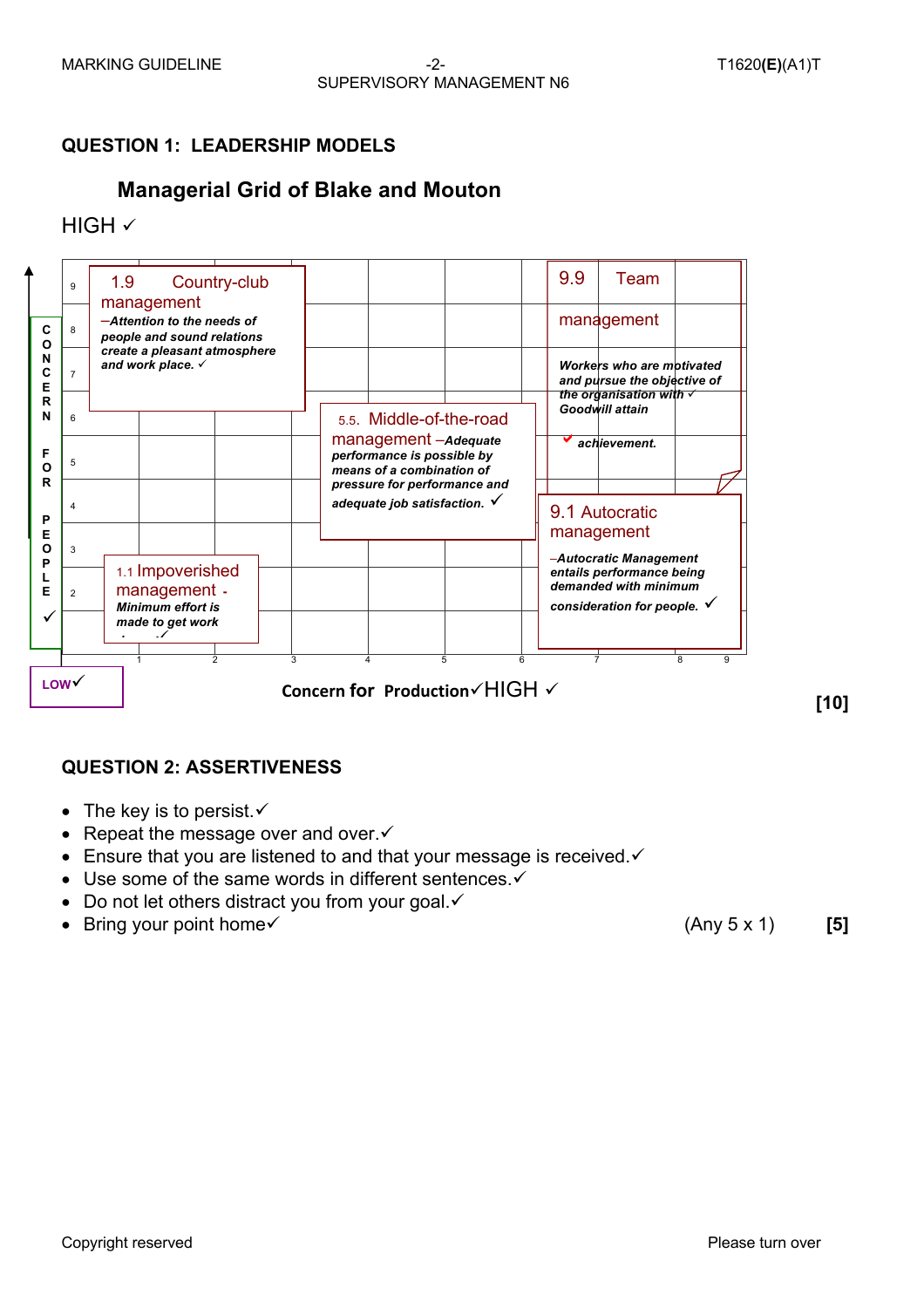## QUESTION 1: LEADERSHIP MODELS

### Managerial Grid of Blake and Mouton

HIGH ✓

CONCERN FOR PEOPLE ✓

**1.9 Country-club management** – *Attention to the needs of people and sound relations create a pleasant atmosphere and work place.* ✓

**9.9 Team management** – *Workers who are motivated and pursue the objective of the organisation with* ✓ *Goodwill attain* ✓ *achievement.*

**5.5. Middle-of-the-road management** – *Adequate performance is possible by means of a combination of pressure for performance and adequate job satisfaction.* ✓

**9.1 Autocratic management** – *Autocratic Management entails performance being demanded with minimum consideration for people.* ✓

**1.1 Impoverished management** - *Minimum effort is made to get work* . ✓

LOW✓

Concern for Production✓ HIGH ✓

**[10]**

## QUESTION 2: ASSERTIVENESS

- The key is to persist.✓
- Repeat the message over and over.✓
- Ensure that you are listened to and that your message is received.✓
- Use some of the same words in different sentences.✓
- Do not let others distract you from your goal.✓
- Bring your point home✓

(Any 5 x 1) **[5]**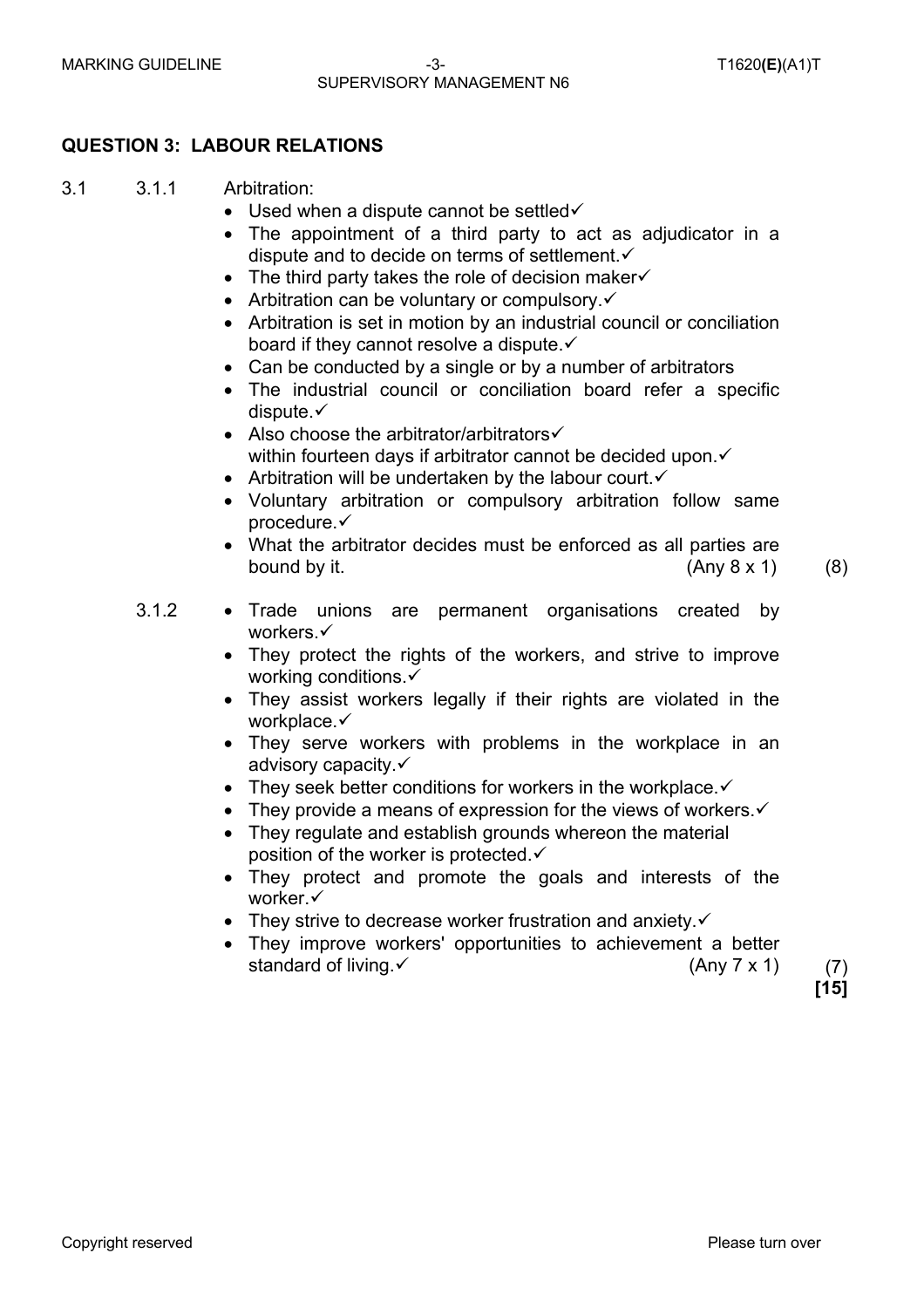## QUESTION 3: LABOUR RELATIONS

3.1 3.1.1 Arbitration:

- Used when a dispute cannot be settled✓
- The appointment of a third party to act as adjudicator in a dispute and to decide on terms of settlement.✓
- The third party takes the role of decision maker✓
- Arbitration can be voluntary or compulsory.✓
- Arbitration is set in motion by an industrial council or conciliation board if they cannot resolve a dispute.✓
- Can be conducted by a single or by a number of arbitrators
- The industrial council or conciliation board refer a specific dispute.✓
- Also choose the arbitrator/arbitrators✓ within fourteen days if arbitrator cannot be decided upon.✓
- Arbitration will be undertaken by the labour court.✓
- Voluntary arbitration or compulsory arbitration follow same procedure.✓
- What the arbitrator decides must be enforced as all parties are bound by it. (Any 8 x 1) (8)

3.1.2

- Trade unions are permanent organisations created by workers.✓
- They protect the rights of the workers, and strive to improve working conditions.✓
- They assist workers legally if their rights are violated in the workplace.✓
- They serve workers with problems in the workplace in an advisory capacity.✓
- They seek better conditions for workers in the workplace.✓
- They provide a means of expression for the views of workers.✓
- They regulate and establish grounds whereon the material position of the worker is protected.✓
- They protect and promote the goals and interests of the worker.✓
- They strive to decrease worker frustration and anxiety.✓
- They improve workers' opportunities to achievement a better standard of living.✓ (Any 7 x 1) (7)

**[15]**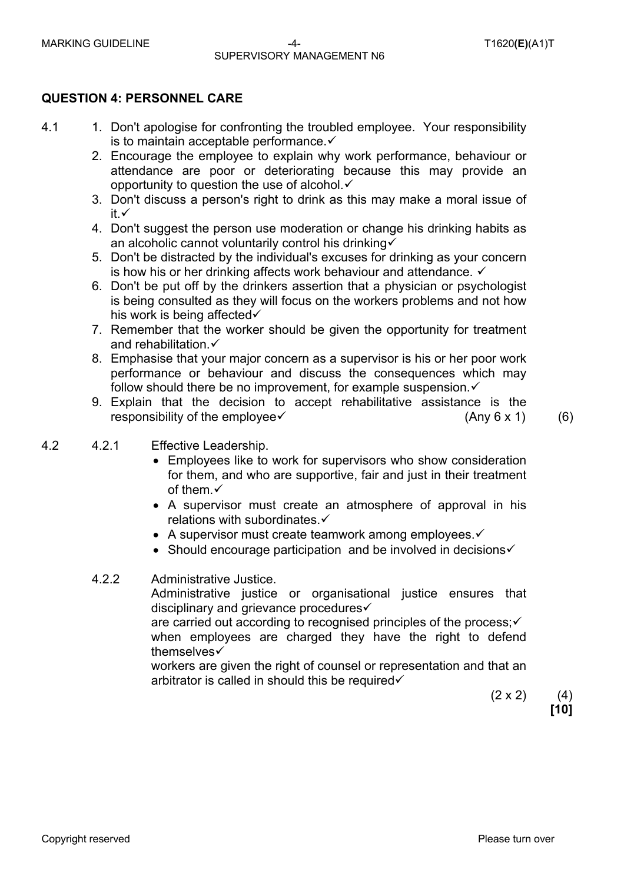## QUESTION 4: PERSONNEL CARE

4.1

1. Don't apologise for confronting the troubled employee. Your responsibility is to maintain acceptable performance.✓
2. Encourage the employee to explain why work performance, behaviour or attendance are poor or deteriorating because this may provide an opportunity to question the use of alcohol.✓
3. Don't discuss a person's right to drink as this may make a moral issue of it.✓
4. Don't suggest the person use moderation or change his drinking habits as an alcoholic cannot voluntarily control his drinking✓
5. Don't be distracted by the individual's excuses for drinking as your concern is how his or her drinking affects work behaviour and attendance. ✓
6. Don't be put off by the drinkers assertion that a physician or psychologist is being consulted as they will focus on the workers problems and not how his work is being affected✓
7. Remember that the worker should be given the opportunity for treatment and rehabilitation.✓
8. Emphasise that your major concern as a supervisor is his or her poor work performance or behaviour and discuss the consequences which may follow should there be no improvement, for example suspension.✓
9. Explain that the decision to accept rehabilitative assistance is the responsibility of the employee✓ (Any 6 x 1) (6)

4.2

4.2.1 Effective Leadership.

- Employees like to work for supervisors who show consideration for them, and who are supportive, fair and just in their treatment of them.✓
- A supervisor must create an atmosphere of approval in his relations with subordinates.✓
- A supervisor must create teamwork among employees.✓
- Should encourage participation and be involved in decisions✓

4.2.2 Administrative Justice.

Administrative justice or organisational justice ensures that disciplinary and grievance procedures✓
are carried out according to recognised principles of the process;✓
when employees are charged they have the right to defend themselves✓
workers are given the right of counsel or representation and that an arbitrator is called in should this be required✓

(2 x 2) (4)

**[10]**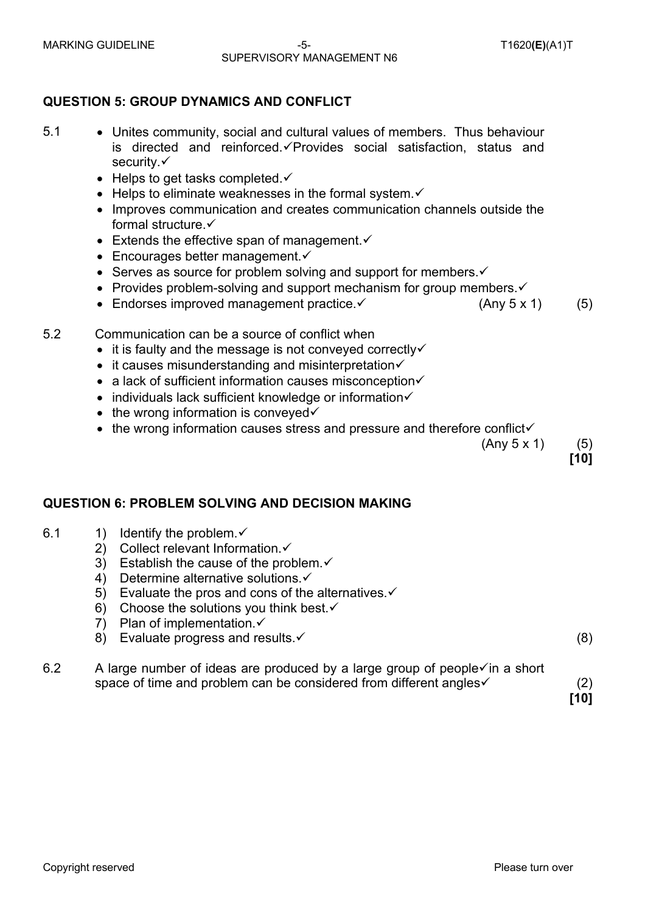## QUESTION 5: GROUP DYNAMICS AND CONFLICT

5.1

- Unites community, social and cultural values of members. Thus behaviour is directed and reinforced.✓Provides social satisfaction, status and security.✓
- Helps to get tasks completed.✓
- Helps to eliminate weaknesses in the formal system.✓
- Improves communication and creates communication channels outside the formal structure.✓
- Extends the effective span of management.✓
- Encourages better management.✓
- Serves as source for problem solving and support for members.✓
- Provides problem-solving and support mechanism for group members.✓
- Endorses improved management practice.✓ (Any 5 x 1) (5)

5.2 Communication can be a source of conflict when

- it is faulty and the message is not conveyed correctly✓
- it causes misunderstanding and misinterpretation✓
- a lack of sufficient information causes misconception✓
- individuals lack sufficient knowledge or information✓
- the wrong information is conveyed✓
- the wrong information causes stress and pressure and therefore conflict✓

(Any 5 x 1) (5)

**[10]**

## QUESTION 6: PROBLEM SOLVING AND DECISION MAKING

6.1

1) Identify the problem.✓
2) Collect relevant Information.✓
3) Establish the cause of the problem.✓
4) Determine alternative solutions.✓
5) Evaluate the pros and cons of the alternatives.✓
6) Choose the solutions you think best.✓
7) Plan of implementation.✓
8) Evaluate progress and results.✓ (8)

6.2 A large number of ideas are produced by a large group of people✓in a short space of time and problem can be considered from different angles✓ (2)

**[10]**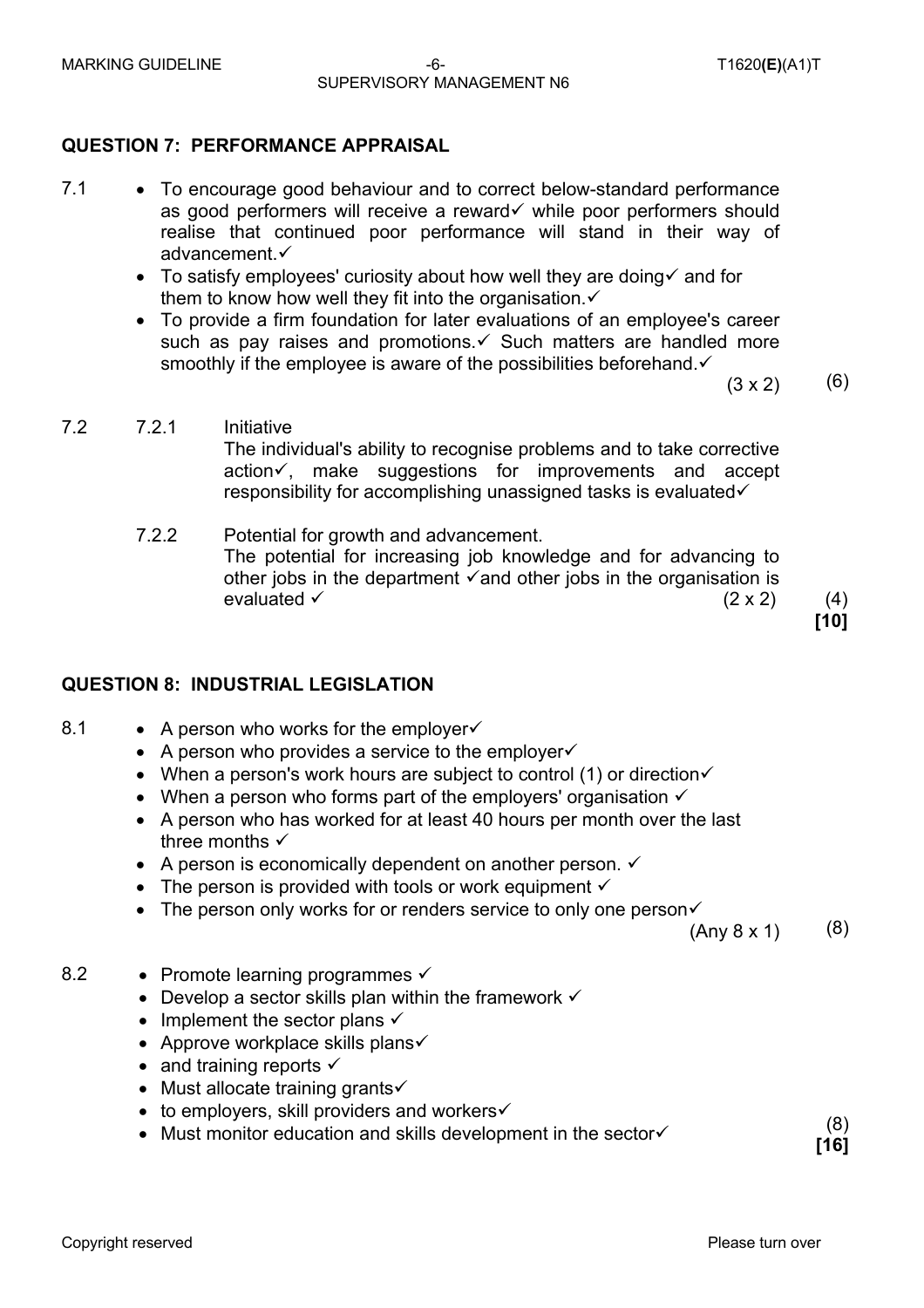## QUESTION 7: PERFORMANCE APPRAISAL

7.1

- To encourage good behaviour and to correct below-standard performance as good performers will receive a reward✓ while poor performers should realise that continued poor performance will stand in their way of advancement.✓
- To satisfy employees' curiosity about how well they are doing✓ and for them to know how well they fit into the organisation.✓
- To provide a firm foundation for later evaluations of an employee's career such as pay raises and promotions.✓ Such matters are handled more smoothly if the employee is aware of the possibilities beforehand.✓

(3 x 2) (6)

7.2

7.2.1 Initiative
The individual's ability to recognise problems and to take corrective action✓, make suggestions for improvements and accept responsibility for accomplishing unassigned tasks is evaluated✓

7.2.2 Potential for growth and advancement.
The potential for increasing job knowledge and for advancing to other jobs in the department ✓and other jobs in the organisation is evaluated ✓ (2 x 2) (4)

**[10]**

## QUESTION 8: INDUSTRIAL LEGISLATION

8.1

- A person who works for the employer✓
- A person who provides a service to the employer✓
- When a person's work hours are subject to control (1) or direction✓
- When a person who forms part of the employers' organisation ✓
- A person who has worked for at least 40 hours per month over the last three months ✓
- A person is economically dependent on another person. ✓
- The person is provided with tools or work equipment ✓
- The person only works for or renders service to only one person✓

(Any 8 x 1) (8)

8.2

- Promote learning programmes ✓
- Develop a sector skills plan within the framework ✓
- Implement the sector plans ✓
- Approve workplace skills plans✓
- and training reports ✓
- Must allocate training grants✓
- to employers, skill providers and workers✓
- Must monitor education and skills development in the sector✓

(8)

**[16]**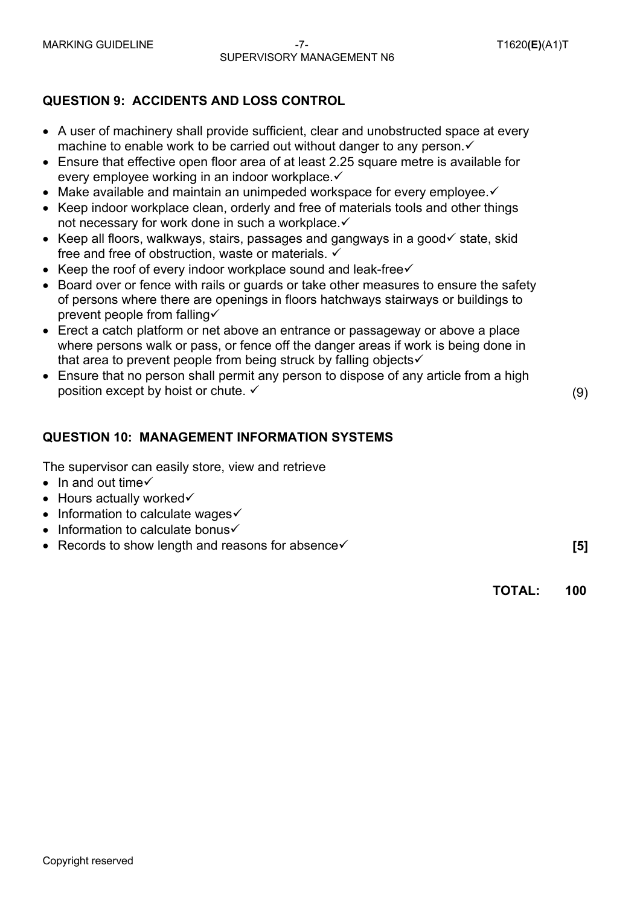## QUESTION 9: ACCIDENTS AND LOSS CONTROL

- A user of machinery shall provide sufficient, clear and unobstructed space at every machine to enable work to be carried out without danger to any person.✓
- Ensure that effective open floor area of at least 2.25 square metre is available for every employee working in an indoor workplace.✓
- Make available and maintain an unimpeded workspace for every employee.✓
- Keep indoor workplace clean, orderly and free of materials tools and other things not necessary for work done in such a workplace.✓
- Keep all floors, walkways, stairs, passages and gangways in a good✓ state, skid free and free of obstruction, waste or materials. ✓
- Keep the roof of every indoor workplace sound and leak-free✓
- Board over or fence with rails or guards or take other measures to ensure the safety of persons where there are openings in floors hatchways stairways or buildings to prevent people from falling✓
- Erect a catch platform or net above an entrance or passageway or above a place where persons walk or pass, or fence off the danger areas if work is being done in that area to prevent people from being struck by falling objects✓
- Ensure that no person shall permit any person to dispose of any article from a high position except by hoist or chute. ✓

(9)

## QUESTION 10: MANAGEMENT INFORMATION SYSTEMS

The supervisor can easily store, view and retrieve

- In and out time✓
- Hours actually worked✓
- Information to calculate wages✓
- Information to calculate bonus✓
- Records to show length and reasons for absence✓

**[5]**

**TOTAL: 100**